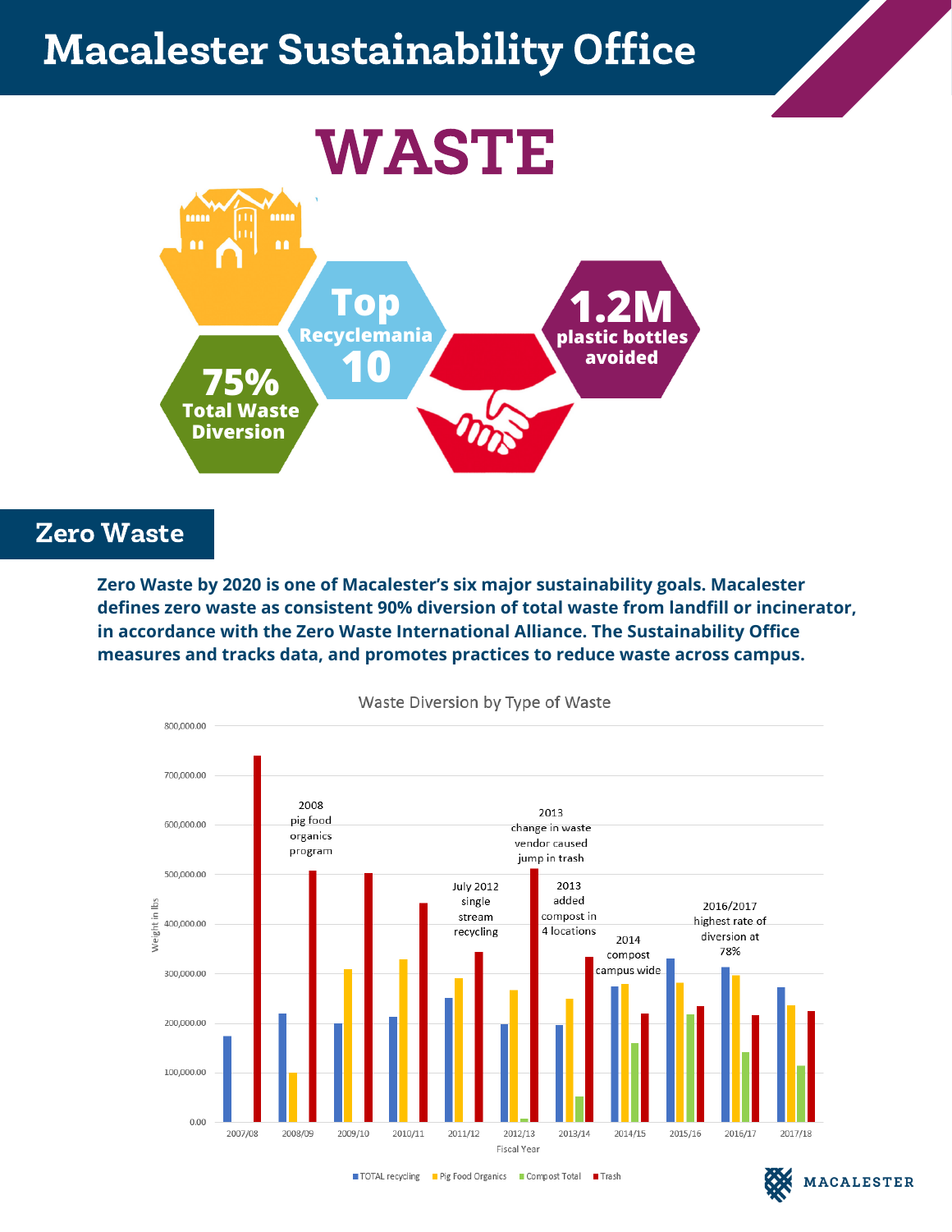# Macalester Sustainability Office

# WASTE

Top Recyclemania 10

1.2M plastic bottles avoided

75% Total Waste Diversion

## Zero Waste

**Zero Waste by 2020 is one of Macalester's six major sustainability goals. Macalester defines zero waste as consistent 90% diversion of total waste from landfill or incinerator, in accordance with the Zero Waste International Alliance. The Sustainability Office measures and tracks data, and promotes practices to reduce waste across campus.**

Waste Diversion by Type of Waste

800,000.00
700,000.00
600,000.00
500,000.00
400,000.00
300,000.00
200,000.00
100,000.00
0.00

Weight in lbs

2008 pig food organics program

July 2012 single stream recycling

2013 change in waste vendor caused jump in trash

2013 added compost in 4 locations

2014 compost campus wide

2016/2017 highest rate of diversion at 78%

2007/08, 2008/09, 2009/10, 2010/11, 2011/12, 2012/13, 2013/14, 2014/15, 2015/16, 2016/17, 2017/18

Fiscal Year

TOTAL recycling, Pig Food Organics, Compost Total, Trash

MACALESTER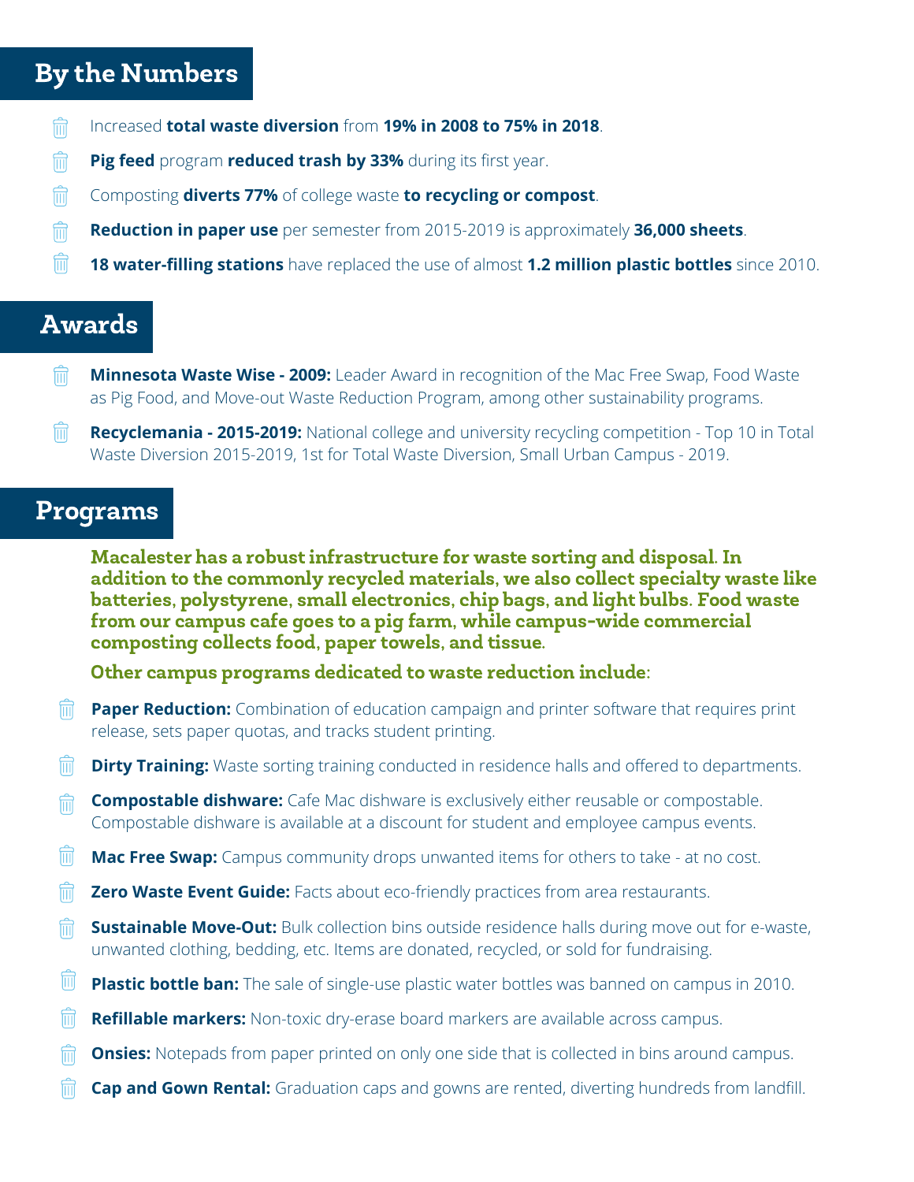## By the Numbers

- Increased **total waste diversion** from **19% in 2008 to 75% in 2018**.
- **Pig feed** program **reduced trash by 33%** during its first year.
- Composting **diverts 77%** of college waste **to recycling or compost**.
- **Reduction in paper use** per semester from 2015-2019 is approximately **36,000 sheets**.
- **18 water-filling stations** have replaced the use of almost **1.2 million plastic bottles** since 2010.

## Awards

- **Minnesota Waste Wise - 2009:** Leader Award in recognition of the Mac Free Swap, Food Waste as Pig Food, and Move-out Waste Reduction Program, among other sustainability programs.
- **Recyclemania - 2015-2019:** National college and university recycling competition - Top 10 in Total Waste Diversion 2015-2019, 1st for Total Waste Diversion, Small Urban Campus - 2019.

## Programs

**Macalester has a robust infrastructure for waste sorting and disposal. In addition to the commonly recycled materials, we also collect specialty waste like batteries, polystyrene, small electronics, chip bags, and light bulbs. Food waste from our campus cafe goes to a pig farm, while campus-wide commercial composting collects food, paper towels, and tissue.**

**Other campus programs dedicated to waste reduction include:**

- **Paper Reduction:** Combination of education campaign and printer software that requires print release, sets paper quotas, and tracks student printing.
- **Dirty Training:** Waste sorting training conducted in residence halls and offered to departments.
- **Compostable dishware:** Cafe Mac dishware is exclusively either reusable or compostable. Compostable dishware is available at a discount for student and employee campus events.
- **Mac Free Swap:** Campus community drops unwanted items for others to take - at no cost.
- **Zero Waste Event Guide:** Facts about eco-friendly practices from area restaurants.
- **Sustainable Move-Out:** Bulk collection bins outside residence halls during move out for e-waste, unwanted clothing, bedding, etc. Items are donated, recycled, or sold for fundraising.
- **Plastic bottle ban:** The sale of single-use plastic water bottles was banned on campus in 2010.
- **Refillable markers:** Non-toxic dry-erase board markers are available across campus.
- **Onsies:** Notepads from paper printed on only one side that is collected in bins around campus.
- **Cap and Gown Rental:** Graduation caps and gowns are rented, diverting hundreds from landfill.